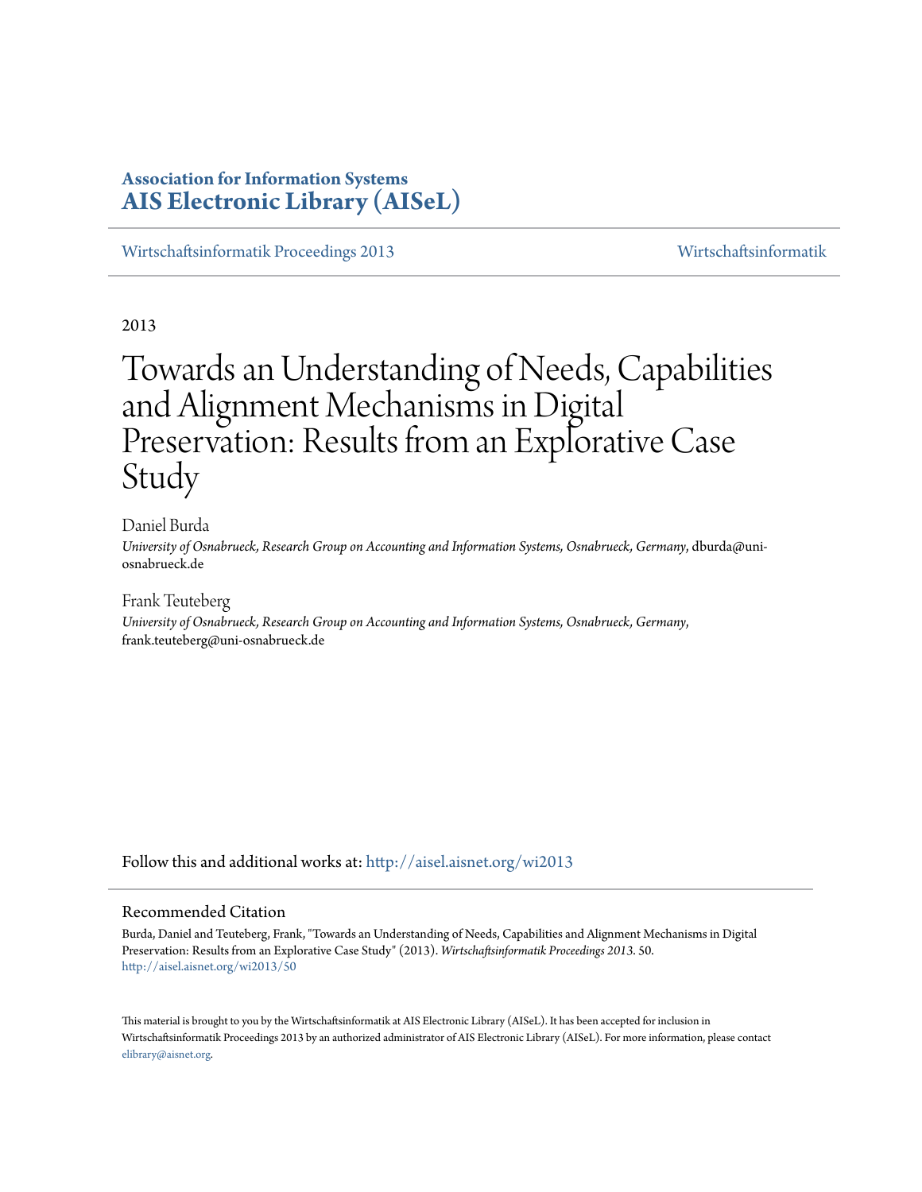**Association for Information Systems**
**AIS Electronic Library (AISeL)**

Wirtschaftsinformatik Proceedings 2013 | Wirtschaftsinformatik

2013

# Towards an Understanding of Needs, Capabilities and Alignment Mechanisms in Digital Preservation: Results from an Explorative Case Study

Daniel Burda
*University of Osnabrueck, Research Group on Accounting and Information Systems, Osnabrueck, Germany*, dburda@uni-osnabrueck.de

Frank Teuteberg
*University of Osnabrueck, Research Group on Accounting and Information Systems, Osnabrueck, Germany*, frank.teuteberg@uni-osnabrueck.de

Follow this and additional works at: http://aisel.aisnet.org/wi2013

## Recommended Citation

Burda, Daniel and Teuteberg, Frank, "Towards an Understanding of Needs, Capabilities and Alignment Mechanisms in Digital Preservation: Results from an Explorative Case Study" (2013). *Wirtschaftsinformatik Proceedings 2013*. 50.
http://aisel.aisnet.org/wi2013/50

This material is brought to you by the Wirtschaftsinformatik at AIS Electronic Library (AISeL). It has been accepted for inclusion in Wirtschaftsinformatik Proceedings 2013 by an authorized administrator of AIS Electronic Library (AISeL). For more information, please contact elibrary@aisnet.org.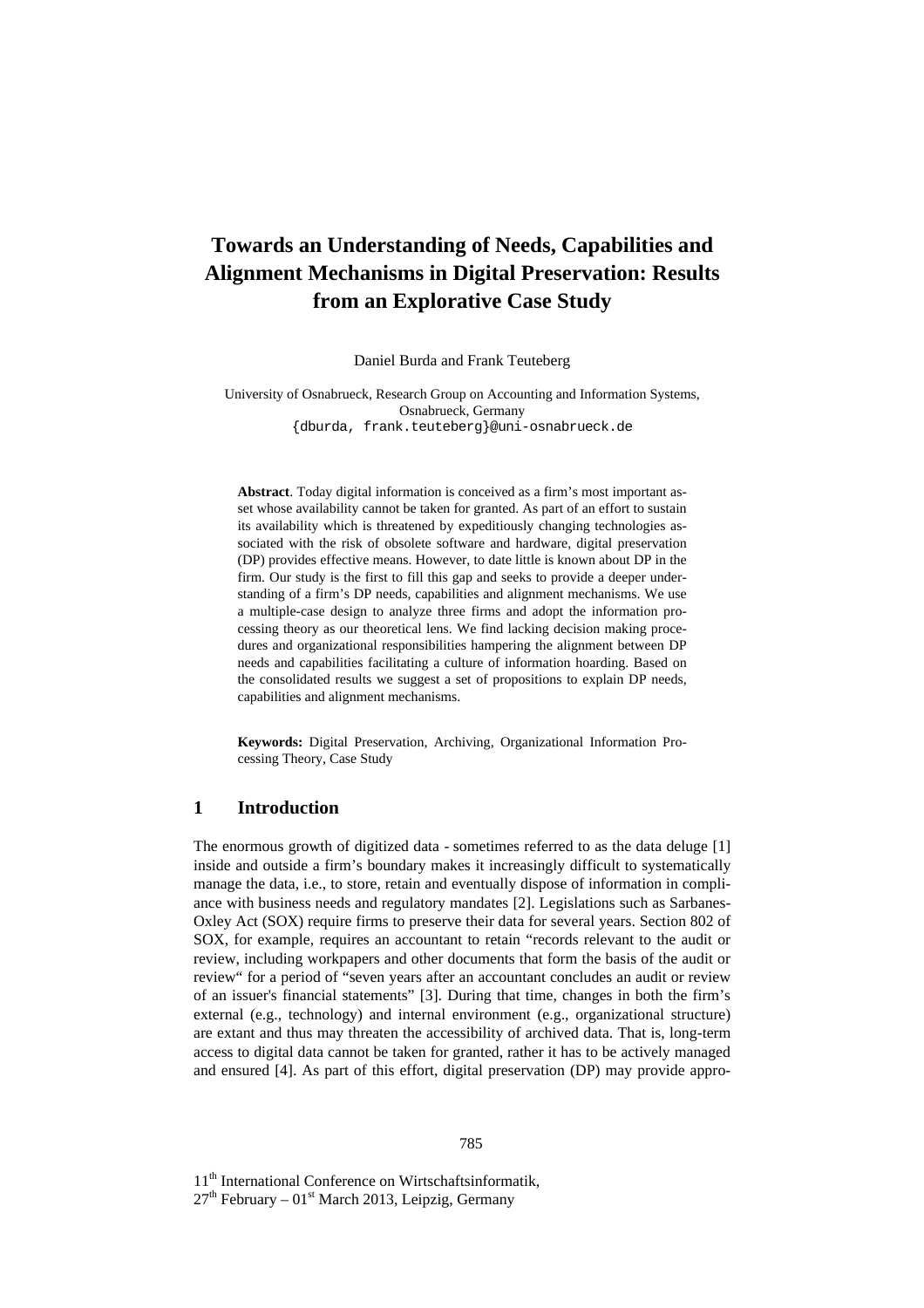# Towards an Understanding of Needs, Capabilities and Alignment Mechanisms in Digital Preservation: Results from an Explorative Case Study

Daniel Burda and Frank Teuteberg

University of Osnabrueck, Research Group on Accounting and Information Systems, Osnabrueck, Germany
{dburda, frank.teuteberg}@uni-osnabrueck.de

**Abstract**. Today digital information is conceived as a firm's most important asset whose availability cannot be taken for granted. As part of an effort to sustain its availability which is threatened by expeditiously changing technologies associated with the risk of obsolete software and hardware, digital preservation (DP) provides effective means. However, to date little is known about DP in the firm. Our study is the first to fill this gap and seeks to provide a deeper understanding of a firm's DP needs, capabilities and alignment mechanisms. We use a multiple-case design to analyze three firms and adopt the information processing theory as our theoretical lens. We find lacking decision making procedures and organizational responsibilities hampering the alignment between DP needs and capabilities facilitating a culture of information hoarding. Based on the consolidated results we suggest a set of propositions to explain DP needs, capabilities and alignment mechanisms.

**Keywords:** Digital Preservation, Archiving, Organizational Information Processing Theory, Case Study

## 1 Introduction

The enormous growth of digitized data - sometimes referred to as the data deluge [1] inside and outside a firm's boundary makes it increasingly difficult to systematically manage the data, i.e., to store, retain and eventually dispose of information in compliance with business needs and regulatory mandates [2]. Legislations such as Sarbanes-Oxley Act (SOX) require firms to preserve their data for several years. Section 802 of SOX, for example, requires an accountant to retain "records relevant to the audit or review, including workpapers and other documents that form the basis of the audit or review" for a period of "seven years after an accountant concludes an audit or review of an issuer's financial statements" [3]. During that time, changes in both the firm's external (e.g., technology) and internal environment (e.g., organizational structure) are extant and thus may threaten the accessibility of archived data. That is, long-term access to digital data cannot be taken for granted, rather it has to be actively managed and ensured [4]. As part of this effort, digital preservation (DP) may provide appro-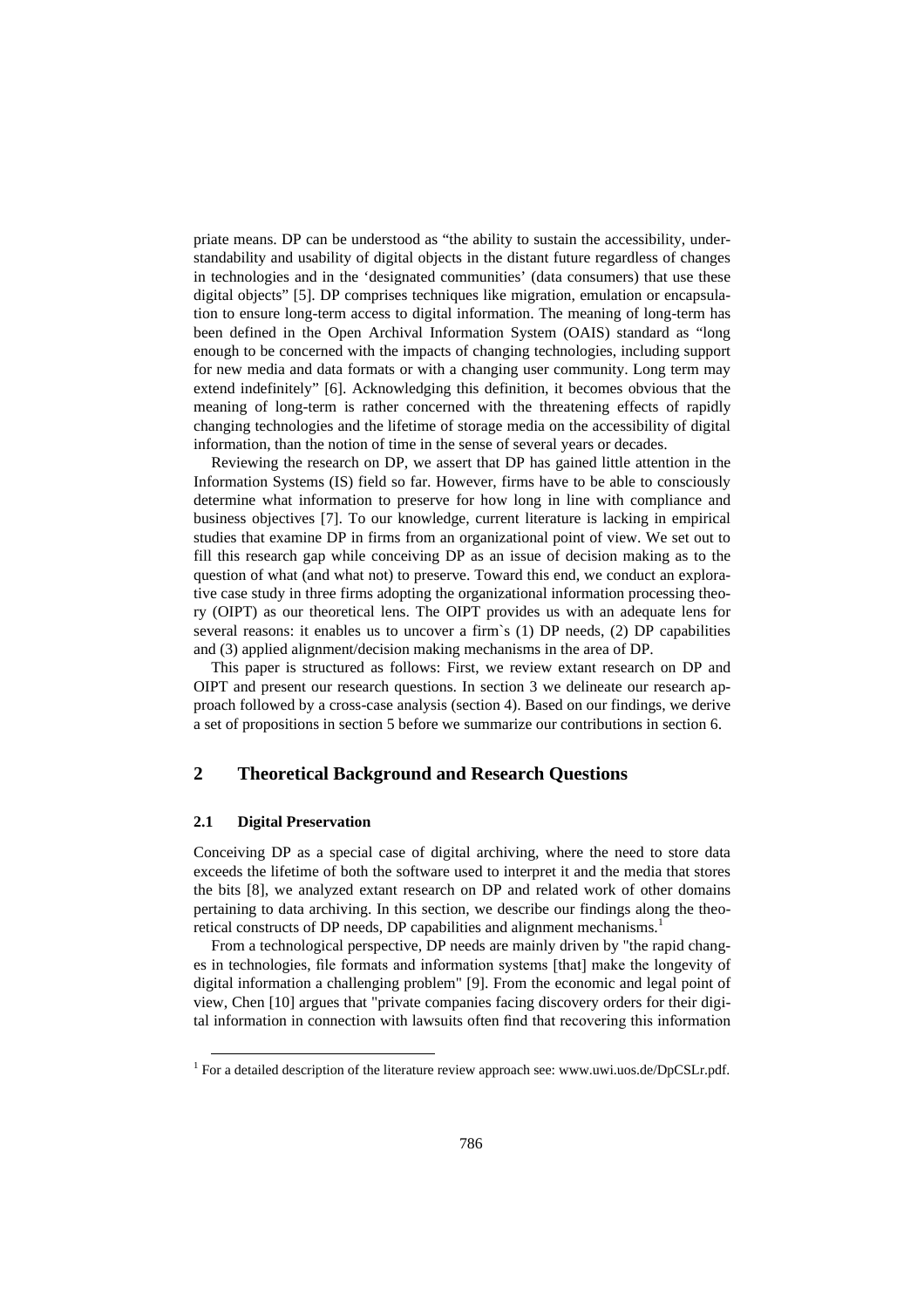priate means. DP can be understood as “the ability to sustain the accessibility, understandability and usability of digital objects in the distant future regardless of changes in technologies and in the ‘designated communities’ (data consumers) that use these digital objects” [5]. DP comprises techniques like migration, emulation or encapsulation to ensure long-term access to digital information. The meaning of long-term has been defined in the Open Archival Information System (OAIS) standard as “long enough to be concerned with the impacts of changing technologies, including support for new media and data formats or with a changing user community. Long term may extend indefinitely” [6]. Acknowledging this definition, it becomes obvious that the meaning of long-term is rather concerned with the threatening effects of rapidly changing technologies and the lifetime of storage media on the accessibility of digital information, than the notion of time in the sense of several years or decades.

Reviewing the research on DP, we assert that DP has gained little attention in the Information Systems (IS) field so far. However, firms have to be able to consciously determine what information to preserve for how long in line with compliance and business objectives [7]. To our knowledge, current literature is lacking in empirical studies that examine DP in firms from an organizational point of view. We set out to fill this research gap while conceiving DP as an issue of decision making as to the question of what (and what not) to preserve. Toward this end, we conduct an explorative case study in three firms adopting the organizational information processing theory (OIPT) as our theoretical lens. The OIPT provides us with an adequate lens for several reasons: it enables us to uncover a firm`s (1) DP needs, (2) DP capabilities and (3) applied alignment/decision making mechanisms in the area of DP.

This paper is structured as follows: First, we review extant research on DP and OIPT and present our research questions. In section 3 we delineate our research approach followed by a cross-case analysis (section 4). Based on our findings, we derive a set of propositions in section 5 before we summarize our contributions in section 6.

## 2 Theoretical Background and Research Questions

### 2.1 Digital Preservation

Conceiving DP as a special case of digital archiving, where the need to store data exceeds the lifetime of both the software used to interpret it and the media that stores the bits [8], we analyzed extant research on DP and related work of other domains pertaining to data archiving. In this section, we describe our findings along the theoretical constructs of DP needs, DP capabilities and alignment mechanisms.[1]

From a technological perspective, DP needs are mainly driven by "the rapid changes in technologies, file formats and information systems [that] make the longevity of digital information a challenging problem" [9]. From the economic and legal point of view, Chen [10] argues that "private companies facing discovery orders for their digital information in connection with lawsuits often find that recovering this information

[1] For a detailed description of the literature review approach see: www.uwi.uos.de/DpCSLr.pdf.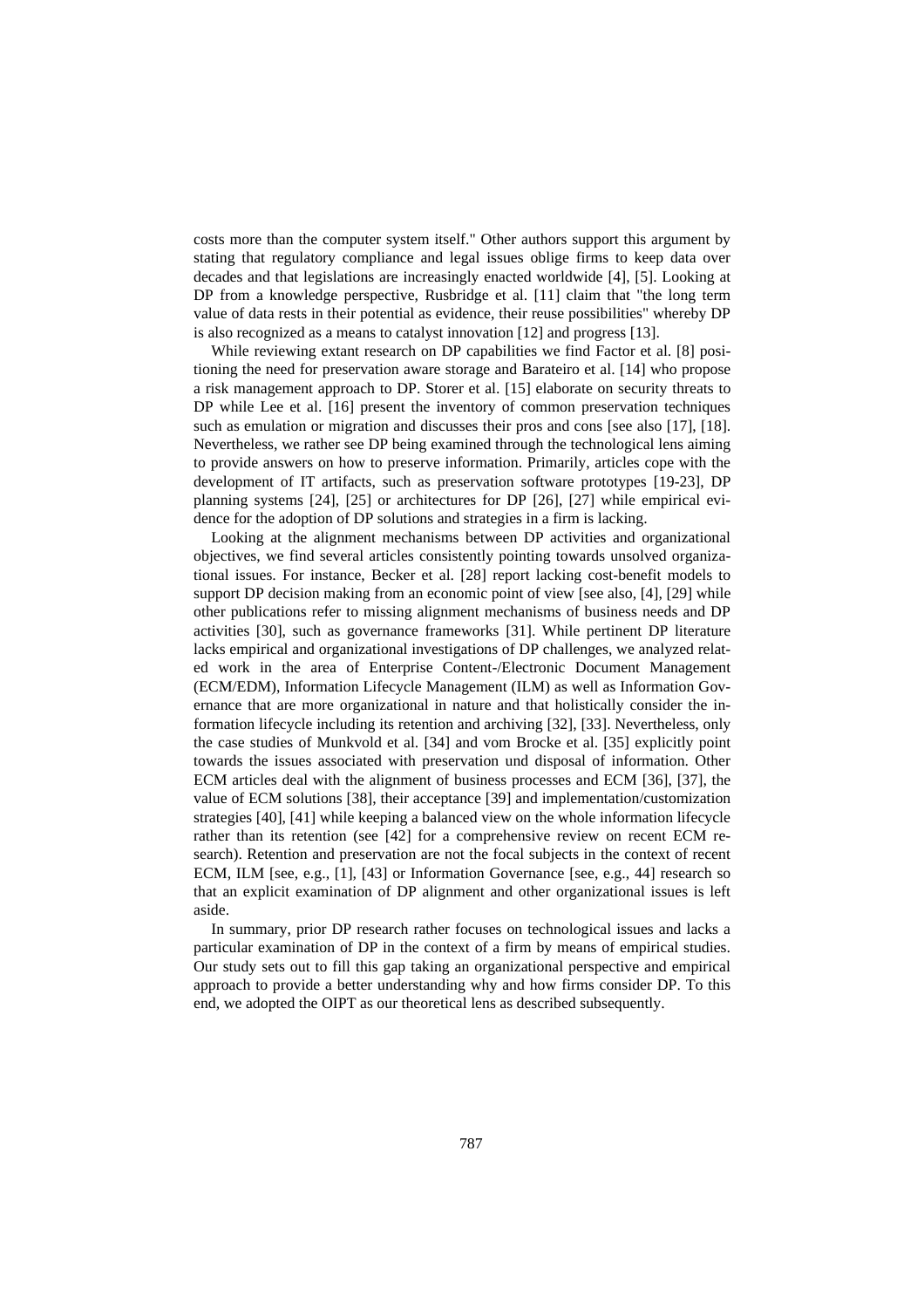costs more than the computer system itself." Other authors support this argument by stating that regulatory compliance and legal issues oblige firms to keep data over decades and that legislations are increasingly enacted worldwide [4], [5]. Looking at DP from a knowledge perspective, Rusbridge et al. [11] claim that "the long term value of data rests in their potential as evidence, their reuse possibilities" whereby DP is also recognized as a means to catalyst innovation [12] and progress [13].

While reviewing extant research on DP capabilities we find Factor et al. [8] positioning the need for preservation aware storage and Barateiro et al. [14] who propose a risk management approach to DP. Storer et al. [15] elaborate on security threats to DP while Lee et al. [16] present the inventory of common preservation techniques such as emulation or migration and discusses their pros and cons [see also [17], [18]. Nevertheless, we rather see DP being examined through the technological lens aiming to provide answers on how to preserve information. Primarily, articles cope with the development of IT artifacts, such as preservation software prototypes [19-23], DP planning systems [24], [25] or architectures for DP [26], [27] while empirical evidence for the adoption of DP solutions and strategies in a firm is lacking.

Looking at the alignment mechanisms between DP activities and organizational objectives, we find several articles consistently pointing towards unsolved organizational issues. For instance, Becker et al. [28] report lacking cost-benefit models to support DP decision making from an economic point of view [see also, [4], [29] while other publications refer to missing alignment mechanisms of business needs and DP activities [30], such as governance frameworks [31]. While pertinent DP literature lacks empirical and organizational investigations of DP challenges, we analyzed related work in the area of Enterprise Content-/Electronic Document Management (ECM/EDM), Information Lifecycle Management (ILM) as well as Information Governance that are more organizational in nature and that holistically consider the information lifecycle including its retention and archiving [32], [33]. Nevertheless, only the case studies of Munkvold et al. [34] and vom Brocke et al. [35] explicitly point towards the issues associated with preservation und disposal of information. Other ECM articles deal with the alignment of business processes and ECM [36], [37], the value of ECM solutions [38], their acceptance [39] and implementation/customization strategies [40], [41] while keeping a balanced view on the whole information lifecycle rather than its retention (see [42] for a comprehensive review on recent ECM research). Retention and preservation are not the focal subjects in the context of recent ECM, ILM [see, e.g., [1], [43] or Information Governance [see, e.g., 44] research so that an explicit examination of DP alignment and other organizational issues is left aside.

In summary, prior DP research rather focuses on technological issues and lacks a particular examination of DP in the context of a firm by means of empirical studies. Our study sets out to fill this gap taking an organizational perspective and empirical approach to provide a better understanding why and how firms consider DP. To this end, we adopted the OIPT as our theoretical lens as described subsequently.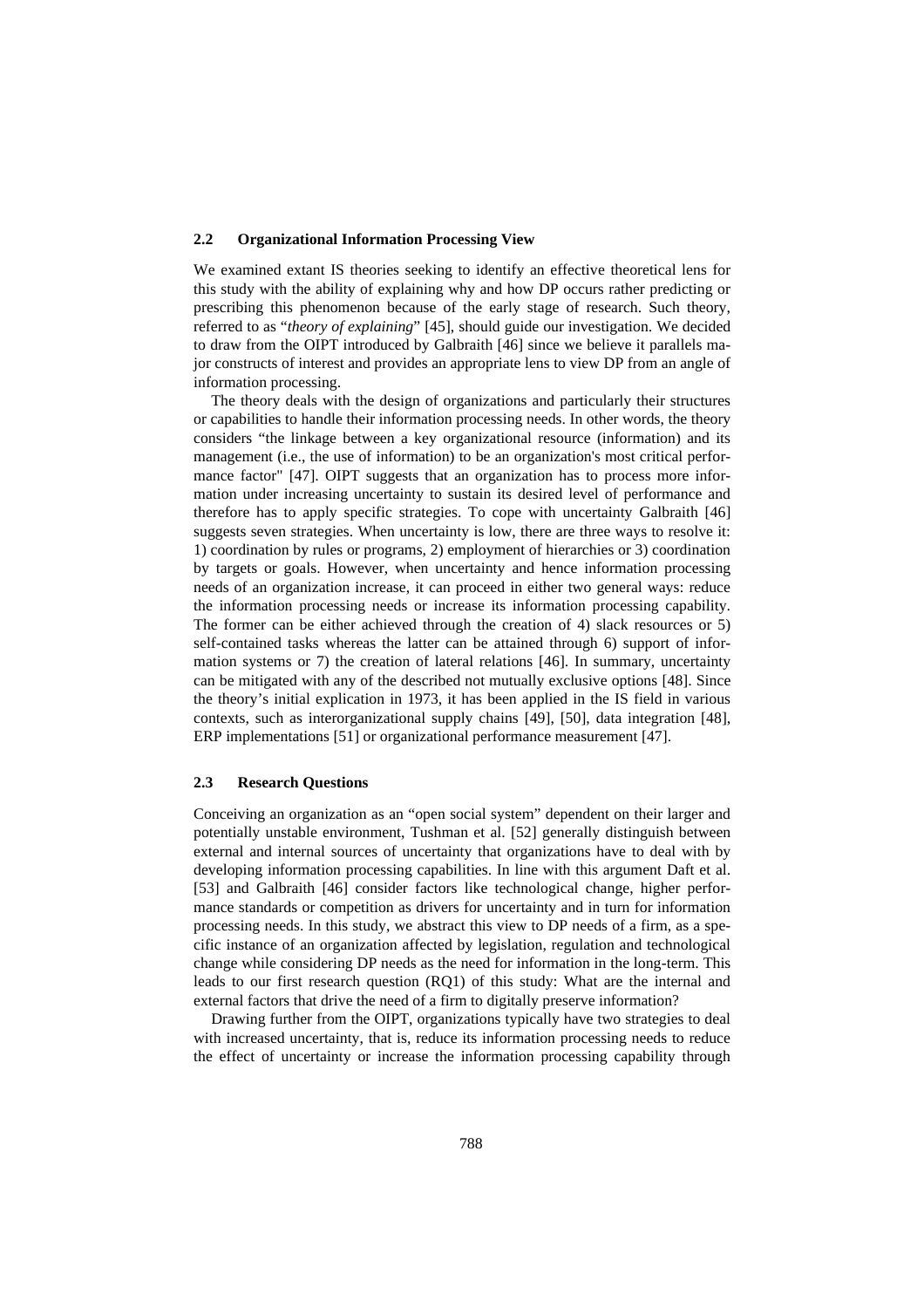### 2.2 Organizational Information Processing View

We examined extant IS theories seeking to identify an effective theoretical lens for this study with the ability of explaining why and how DP occurs rather predicting or prescribing this phenomenon because of the early stage of research. Such theory, referred to as "*theory of explaining*" [45], should guide our investigation. We decided to draw from the OIPT introduced by Galbraith [46] since we believe it parallels major constructs of interest and provides an appropriate lens to view DP from an angle of information processing.

The theory deals with the design of organizations and particularly their structures or capabilities to handle their information processing needs. In other words, the theory considers "the linkage between a key organizational resource (information) and its management (i.e., the use of information) to be an organization's most critical performance factor" [47]. OIPT suggests that an organization has to process more information under increasing uncertainty to sustain its desired level of performance and therefore has to apply specific strategies. To cope with uncertainty Galbraith [46] suggests seven strategies. When uncertainty is low, there are three ways to resolve it: 1) coordination by rules or programs, 2) employment of hierarchies or 3) coordination by targets or goals. However, when uncertainty and hence information processing needs of an organization increase, it can proceed in either two general ways: reduce the information processing needs or increase its information processing capability. The former can be either achieved through the creation of 4) slack resources or 5) self-contained tasks whereas the latter can be attained through 6) support of information systems or 7) the creation of lateral relations [46]. In summary, uncertainty can be mitigated with any of the described not mutually exclusive options [48]. Since the theory's initial explication in 1973, it has been applied in the IS field in various contexts, such as interorganizational supply chains [49], [50], data integration [48], ERP implementations [51] or organizational performance measurement [47].

### 2.3 Research Questions

Conceiving an organization as an "open social system" dependent on their larger and potentially unstable environment, Tushman et al. [52] generally distinguish between external and internal sources of uncertainty that organizations have to deal with by developing information processing capabilities. In line with this argument Daft et al. [53] and Galbraith [46] consider factors like technological change, higher performance standards or competition as drivers for uncertainty and in turn for information processing needs. In this study, we abstract this view to DP needs of a firm, as a specific instance of an organization affected by legislation, regulation and technological change while considering DP needs as the need for information in the long-term. This leads to our first research question (RQ1) of this study: What are the internal and external factors that drive the need of a firm to digitally preserve information?

Drawing further from the OIPT, organizations typically have two strategies to deal with increased uncertainty, that is, reduce its information processing needs to reduce the effect of uncertainty or increase the information processing capability through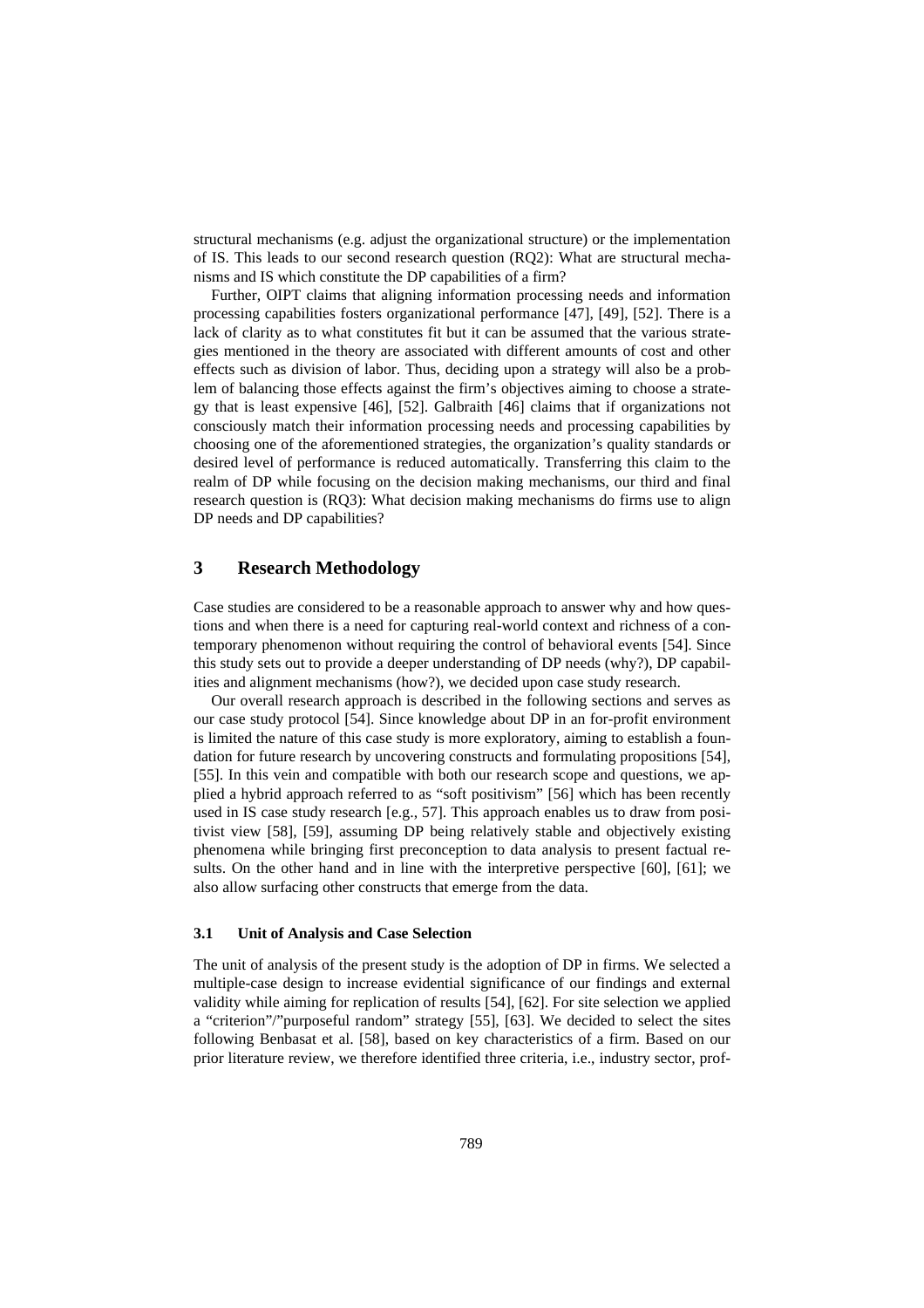structural mechanisms (e.g. adjust the organizational structure) or the implementation of IS. This leads to our second research question (RQ2): What are structural mechanisms and IS which constitute the DP capabilities of a firm?

Further, OIPT claims that aligning information processing needs and information processing capabilities fosters organizational performance [47], [49], [52]. There is a lack of clarity as to what constitutes fit but it can be assumed that the various strategies mentioned in the theory are associated with different amounts of cost and other effects such as division of labor. Thus, deciding upon a strategy will also be a problem of balancing those effects against the firm's objectives aiming to choose a strategy that is least expensive [46], [52]. Galbraith [46] claims that if organizations not consciously match their information processing needs and processing capabilities by choosing one of the aforementioned strategies, the organization's quality standards or desired level of performance is reduced automatically. Transferring this claim to the realm of DP while focusing on the decision making mechanisms, our third and final research question is (RQ3): What decision making mechanisms do firms use to align DP needs and DP capabilities?

## 3 Research Methodology

Case studies are considered to be a reasonable approach to answer why and how questions and when there is a need for capturing real-world context and richness of a contemporary phenomenon without requiring the control of behavioral events [54]. Since this study sets out to provide a deeper understanding of DP needs (why?), DP capabilities and alignment mechanisms (how?), we decided upon case study research.

Our overall research approach is described in the following sections and serves as our case study protocol [54]. Since knowledge about DP in an for-profit environment is limited the nature of this case study is more exploratory, aiming to establish a foundation for future research by uncovering constructs and formulating propositions [54], [55]. In this vein and compatible with both our research scope and questions, we applied a hybrid approach referred to as "soft positivism" [56] which has been recently used in IS case study research [e.g., 57]. This approach enables us to draw from positivist view [58], [59], assuming DP being relatively stable and objectively existing phenomena while bringing first preconception to data analysis to present factual results. On the other hand and in line with the interpretive perspective [60], [61]; we also allow surfacing other constructs that emerge from the data.

### 3.1 Unit of Analysis and Case Selection

The unit of analysis of the present study is the adoption of DP in firms. We selected a multiple-case design to increase evidential significance of our findings and external validity while aiming for replication of results [54], [62]. For site selection we applied a "criterion"/"purposeful random" strategy [55], [63]. We decided to select the sites following Benbasat et al. [58], based on key characteristics of a firm. Based on our prior literature review, we therefore identified three criteria, i.e., industry sector, prof-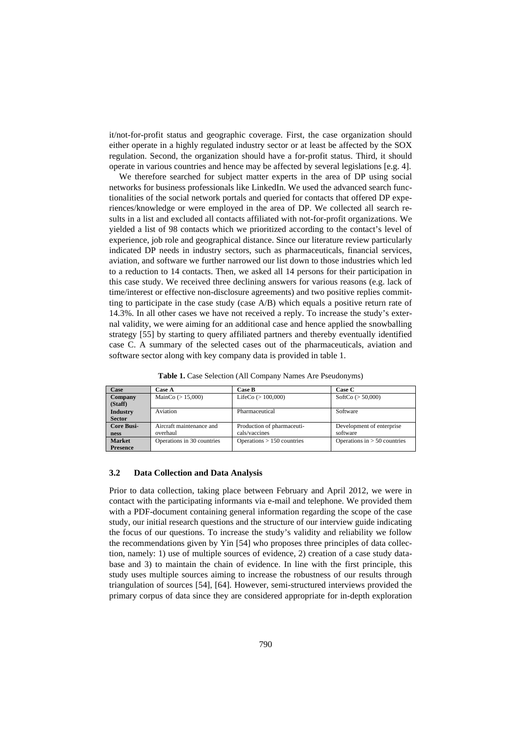it/not-for-profit status and geographic coverage. First, the case organization should either operate in a highly regulated industry sector or at least be affected by the SOX regulation. Second, the organization should have a for-profit status. Third, it should operate in various countries and hence may be affected by several legislations [e.g. 4].

We therefore searched for subject matter experts in the area of DP using social networks for business professionals like LinkedIn. We used the advanced search functionalities of the social network portals and queried for contacts that offered DP experiences/knowledge or were employed in the area of DP. We collected all search results in a list and excluded all contacts affiliated with not-for-profit organizations. We yielded a list of 98 contacts which we prioritized according to the contact's level of experience, job role and geographical distance. Since our literature review particularly indicated DP needs in industry sectors, such as pharmaceuticals, financial services, aviation, and software we further narrowed our list down to those industries which led to a reduction to 14 contacts. Then, we asked all 14 persons for their participation in this case study. We received three declining answers for various reasons (e.g. lack of time/interest or effective non-disclosure agreements) and two positive replies committing to participate in the case study (case A/B) which equals a positive return rate of 14.3%. In all other cases we have not received a reply. To increase the study's external validity, we were aiming for an additional case and hence applied the snowballing strategy [55] by starting to query affiliated partners and thereby eventually identified case C. A summary of the selected cases out of the pharmaceuticals, aviation and software sector along with key company data is provided in table 1.

**Table 1.** Case Selection (All Company Names Are Pseudonyms)

| Case | Case A | Case B | Case C |
|---|---|---|---|
| **Company (Staff)** | MainCo (> 15,000) | LifeCo (> 100,000) | SoftCo (> 50,000) |
| **Industry Sector** | Aviation | Pharmaceutical | Software |
| **Core Business** | Aircraft maintenance and overhaul | Production of pharmaceuticals/vaccines | Development of enterprise software |
| **Market Presence** | Operations in 30 countries | Operations > 150 countries | Operations in > 50 countries |

### 3.2 Data Collection and Data Analysis

Prior to data collection, taking place between February and April 2012, we were in contact with the participating informants via e-mail and telephone. We provided them with a PDF-document containing general information regarding the scope of the case study, our initial research questions and the structure of our interview guide indicating the focus of our questions. To increase the study's validity and reliability we follow the recommendations given by Yin [54] who proposes three principles of data collection, namely: 1) use of multiple sources of evidence, 2) creation of a case study database and 3) to maintain the chain of evidence. In line with the first principle, this study uses multiple sources aiming to increase the robustness of our results through triangulation of sources [54], [64]. However, semi-structured interviews provided the primary corpus of data since they are considered appropriate for in-depth exploration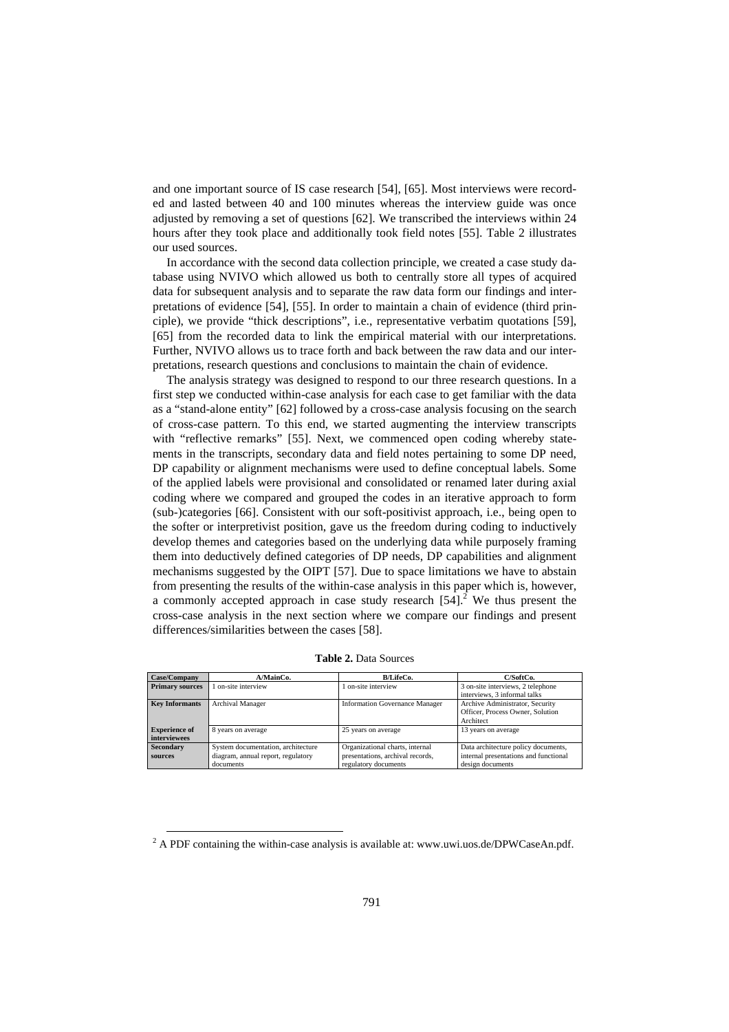and one important source of IS case research [54], [65]. Most interviews were recorded and lasted between 40 and 100 minutes whereas the interview guide was once adjusted by removing a set of questions [62]. We transcribed the interviews within 24 hours after they took place and additionally took field notes [55]. Table 2 illustrates our used sources.

In accordance with the second data collection principle, we created a case study database using NVIVO which allowed us both to centrally store all types of acquired data for subsequent analysis and to separate the raw data form our findings and interpretations of evidence [54], [55]. In order to maintain a chain of evidence (third principle), we provide "thick descriptions", i.e., representative verbatim quotations [59], [65] from the recorded data to link the empirical material with our interpretations. Further, NVIVO allows us to trace forth and back between the raw data and our interpretations, research questions and conclusions to maintain the chain of evidence.

The analysis strategy was designed to respond to our three research questions. In a first step we conducted within-case analysis for each case to get familiar with the data as a "stand-alone entity" [62] followed by a cross-case analysis focusing on the search of cross-case pattern. To this end, we started augmenting the interview transcripts with "reflective remarks" [55]. Next, we commenced open coding whereby statements in the transcripts, secondary data and field notes pertaining to some DP need, DP capability or alignment mechanisms were used to define conceptual labels. Some of the applied labels were provisional and consolidated or renamed later during axial coding where we compared and grouped the codes in an iterative approach to form (sub-)categories [66]. Consistent with our soft-positivist approach, i.e., being open to the softer or interpretivist position, gave us the freedom during coding to inductively develop themes and categories based on the underlying data while purposely framing them into deductively defined categories of DP needs, DP capabilities and alignment mechanisms suggested by the OIPT [57]. Due to space limitations we have to abstain from presenting the results of the within-case analysis in this paper which is, however, a commonly accepted approach in case study research [54].[2] We thus present the cross-case analysis in the next section where we compare our findings and present differences/similarities between the cases [58].

**Table 2.** Data Sources

| Case/Company | A/MainCo. | B/LifeCo. | C/SoftCo. |
|---|---|---|---|
| **Primary sources** | 1 on-site interview | 1 on-site interview | 3 on-site interviews, 2 telephone interviews, 3 informal talks |
| **Key Informants** | Archival Manager | Information Governance Manager | Archive Administrator, Security Officer, Process Owner, Solution Architect |
| **Experience of interviewees** | 8 years on average | 25 years on average | 13 years on average |
| **Secondary sources** | System documentation, architecture diagram, annual report, regulatory documents | Organizational charts, internal presentations, archival records, regulatory documents | Data architecture policy documents, internal presentations and functional design documents |

[2] A PDF containing the within-case analysis is available at: www.uwi.uos.de/DPWCaseAn.pdf.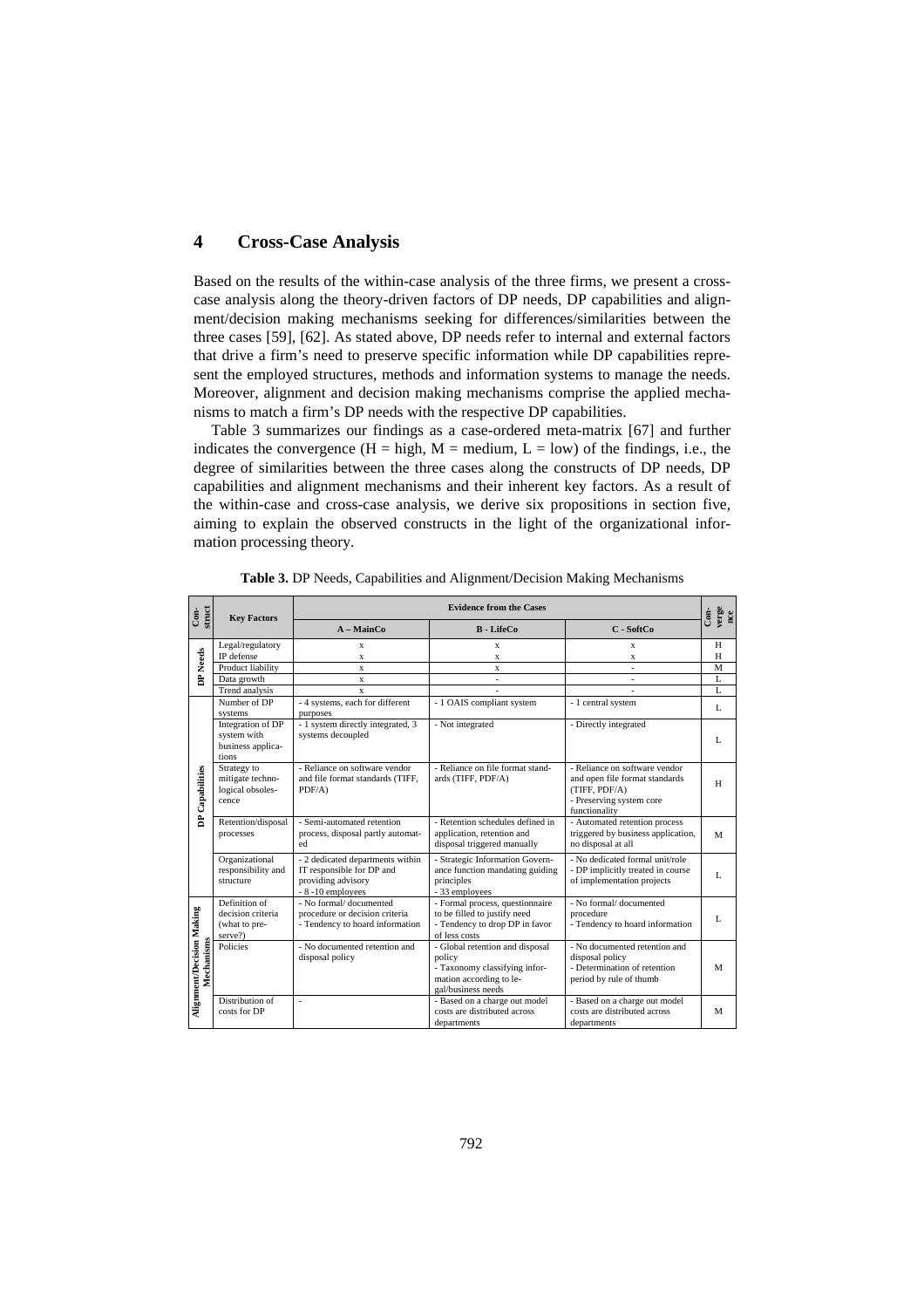## 4 Cross-Case Analysis

Based on the results of the within-case analysis of the three firms, we present a cross-case analysis along the theory-driven factors of DP needs, DP capabilities and alignment/decision making mechanisms seeking for differences/similarities between the three cases [59], [62]. As stated above, DP needs refer to internal and external factors that drive a firm's need to preserve specific information while DP capabilities represent the employed structures, methods and information systems to manage the needs. Moreover, alignment and decision making mechanisms comprise the applied mechanisms to match a firm's DP needs with the respective DP capabilities.

Table 3 summarizes our findings as a case-ordered meta-matrix [67] and further indicates the convergence (H = high, M = medium, L = low) of the findings, i.e., the degree of similarities between the three cases along the constructs of DP needs, DP capabilities and alignment mechanisms and their inherent key factors. As a result of the within-case and cross-case analysis, we derive six propositions in section five, aiming to explain the observed constructs in the light of the organizational information processing theory.

**Table 3.** DP Needs, Capabilities and Alignment/Decision Making Mechanisms

| Construct | Key Factors | Evidence from the Cases | | | Convergence |
|---|---|---|---|---|---|
| | | A – MainCo | B - LifeCo | C - SoftCo | |
| DP Needs | Legal/regulatory | x | x | x | H |
| | IP defense | x | x | x | H |
| | Product liability | x | x | - | M |
| | Data growth | x | - | - | L |
| | Trend analysis | x | - | - | L |
| DP Capabilities | Number of DP systems | - 4 systems, each for different purposes | - 1 OAIS compliant system | - 1 central system | L |
| | Integration of DP system with business applications | - 1 system directly integrated, 3 systems decoupled | - Not integrated | - Directly integrated | L |
| | Strategy to mitigate technological obsolescence | - Reliance on software vendor and file format standards (TIFF, PDF/A) | - Reliance on file format standards (TIFF, PDF/A) | - Reliance on software vendor and open file format standards (TIFF, PDF/A)<br>- Preserving system core functionality | H |
| | Retention/disposal processes | - Semi-automated retention process, disposal partly automated | - Retention schedules defined in application, retention and disposal triggered manually | - Automated retention process triggered by business application, no disposal at all | M |
| | Organizational responsibility and structure | - 2 dedicated departments within IT responsible for DP and providing advisory<br>- 8 -10 employees | - Strategic Information Governance function mandating guiding principles<br>- 33 employees | - No dedicated formal unit/role<br>- DP implicitly treated in course of implementation projects | L |
| Alignment/Decision Making Mechanisms | Definition of decision criteria (what to preserve?) | - No formal/ documented procedure or decision criteria<br>- Tendency to hoard information | - Formal process, questionnaire to be filled to justify need<br>- Tendency to drop DP in favor of less costs | - No formal/ documented procedure<br>- Tendency to hoard information | L |
| | Policies | - No documented retention and disposal policy | - Global retention and disposal policy<br>- Taxonomy classifying information according to legal/business needs | - No documented retention and disposal policy<br>- Determination of retention period by rule of thumb | M |
| | Distribution of costs for DP | - | - Based on a charge out model costs are distributed across departments | - Based on a charge out model costs are distributed across departments | M |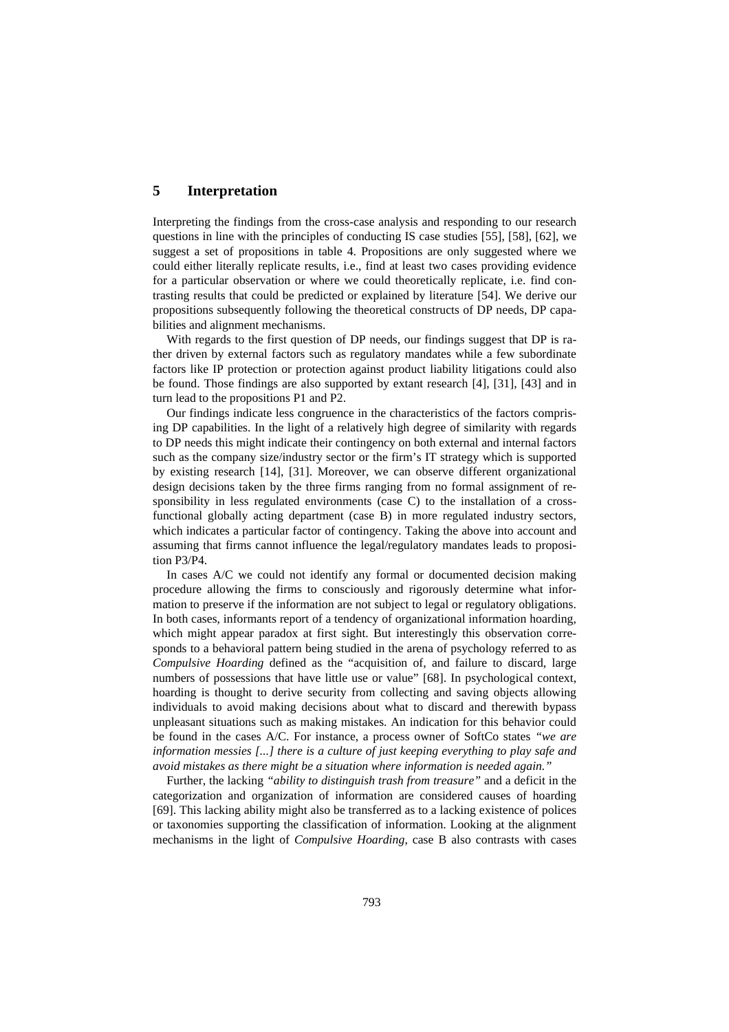## 5 Interpretation

Interpreting the findings from the cross-case analysis and responding to our research questions in line with the principles of conducting IS case studies [55], [58], [62], we suggest a set of propositions in table 4. Propositions are only suggested where we could either literally replicate results, i.e., find at least two cases providing evidence for a particular observation or where we could theoretically replicate, i.e. find contrasting results that could be predicted or explained by literature [54]. We derive our propositions subsequently following the theoretical constructs of DP needs, DP capabilities and alignment mechanisms.

With regards to the first question of DP needs, our findings suggest that DP is rather driven by external factors such as regulatory mandates while a few subordinate factors like IP protection or protection against product liability litigations could also be found. Those findings are also supported by extant research [4], [31], [43] and in turn lead to the propositions P1 and P2.

Our findings indicate less congruence in the characteristics of the factors comprising DP capabilities. In the light of a relatively high degree of similarity with regards to DP needs this might indicate their contingency on both external and internal factors such as the company size/industry sector or the firm's IT strategy which is supported by existing research [14], [31]. Moreover, we can observe different organizational design decisions taken by the three firms ranging from no formal assignment of responsibility in less regulated environments (case C) to the installation of a cross-functional globally acting department (case B) in more regulated industry sectors, which indicates a particular factor of contingency. Taking the above into account and assuming that firms cannot influence the legal/regulatory mandates leads to proposition P3/P4.

In cases A/C we could not identify any formal or documented decision making procedure allowing the firms to consciously and rigorously determine what information to preserve if the information are not subject to legal or regulatory obligations. In both cases, informants report of a tendency of organizational information hoarding, which might appear paradox at first sight. But interestingly this observation corresponds to a behavioral pattern being studied in the arena of psychology referred to as *Compulsive Hoarding* defined as the "acquisition of, and failure to discard, large numbers of possessions that have little use or value" [68]. In psychological context, hoarding is thought to derive security from collecting and saving objects allowing individuals to avoid making decisions about what to discard and therewith bypass unpleasant situations such as making mistakes. An indication for this behavior could be found in the cases A/C. For instance, a process owner of SoftCo states *"we are information messies [...] there is a culture of just keeping everything to play safe and avoid mistakes as there might be a situation where information is needed again."*

Further, the lacking *"ability to distinguish trash from treasure"* and a deficit in the categorization and organization of information are considered causes of hoarding [69]. This lacking ability might also be transferred as to a lacking existence of polices or taxonomies supporting the classification of information. Looking at the alignment mechanisms in the light of *Compulsive Hoarding*, case B also contrasts with cases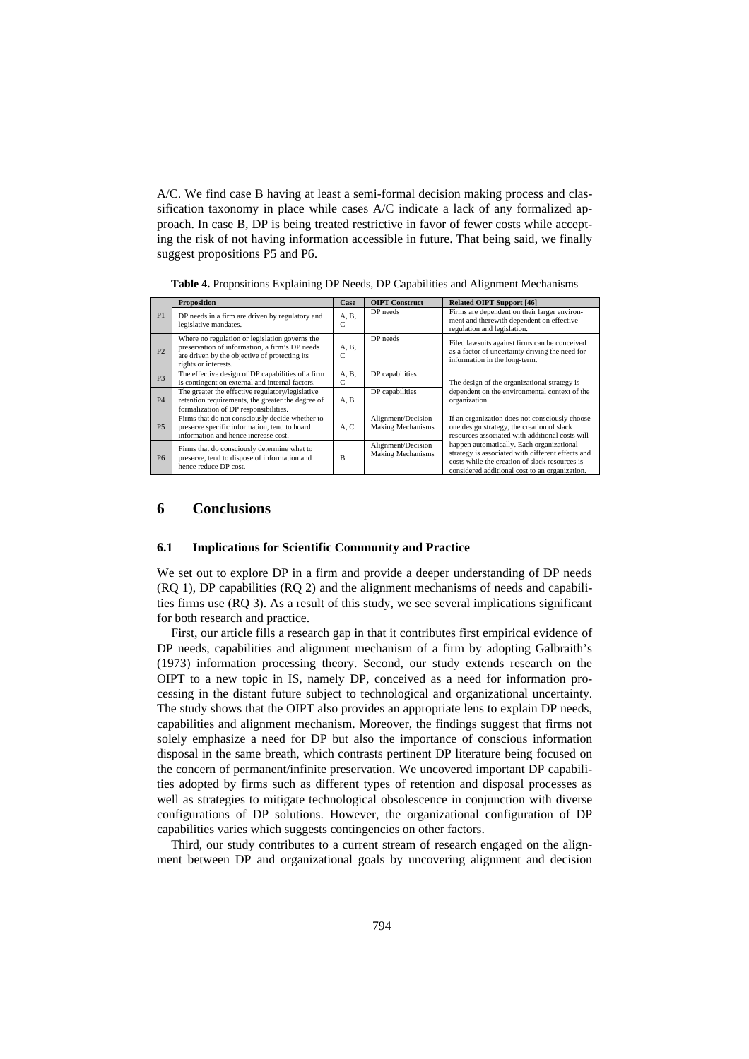A/C. We find case B having at least a semi-formal decision making process and classification taxonomy in place while cases A/C indicate a lack of any formalized approach. In case B, DP is being treated restrictive in favor of fewer costs while accepting the risk of not having information accessible in future. That being said, we finally suggest propositions P5 and P6.

**Table 4.** Propositions Explaining DP Needs, DP Capabilities and Alignment Mechanisms

| | Proposition | Case | OIPT Construct | Related OIPT Support [46] |
|---|---|---|---|---|
| P1 | DP needs in a firm are driven by regulatory and legislative mandates. | A, B, C | DP needs | Firms are dependent on their larger environment and therewith dependent on effective regulation and legislation. |
| P2 | Where no regulation or legislation governs the preservation of information, a firm's DP needs are driven by the objective of protecting its rights or interests. | A, B, C | DP needs | Filed lawsuits against firms can be conceived as a factor of uncertainty driving the need for information in the long-term. |
| P3 | The effective design of DP capabilities of a firm is contingent on external and internal factors. | A, B, C | DP capabilities | The design of the organizational strategy is dependent on the environmental context of the organization. |
| P4 | The greater the effective regulatory/legislative retention requirements, the greater the degree of formalization of DP responsibilities. | A, B | DP capabilities | |
| P5 | Firms that do not consciously decide whether to preserve specific information, tend to hoard information and hence increase cost. | A, C | Alignment/Decision Making Mechanisms | If an organization does not consciously choose one design strategy, the creation of slack resources associated with additional costs will happen automatically. Each organizational strategy is associated with different effects and costs while the creation of slack resources is considered additional cost to an organization. |
| P6 | Firms that do consciously determine what to preserve, tend to dispose of information and hence reduce DP cost. | B | Alignment/Decision Making Mechanisms | |

## 6 Conclusions

### 6.1 Implications for Scientific Community and Practice

We set out to explore DP in a firm and provide a deeper understanding of DP needs (RQ 1), DP capabilities (RQ 2) and the alignment mechanisms of needs and capabilities firms use (RQ 3). As a result of this study, we see several implications significant for both research and practice.

First, our article fills a research gap in that it contributes first empirical evidence of DP needs, capabilities and alignment mechanism of a firm by adopting Galbraith's (1973) information processing theory. Second, our study extends research on the OIPT to a new topic in IS, namely DP, conceived as a need for information processing in the distant future subject to technological and organizational uncertainty. The study shows that the OIPT also provides an appropriate lens to explain DP needs, capabilities and alignment mechanism. Moreover, the findings suggest that firms not solely emphasize a need for DP but also the importance of conscious information disposal in the same breath, which contrasts pertinent DP literature being focused on the concern of permanent/infinite preservation. We uncovered important DP capabilities adopted by firms such as different types of retention and disposal processes as well as strategies to mitigate technological obsolescence in conjunction with diverse configurations of DP solutions. However, the organizational configuration of DP capabilities varies which suggests contingencies on other factors.

Third, our study contributes to a current stream of research engaged on the alignment between DP and organizational goals by uncovering alignment and decision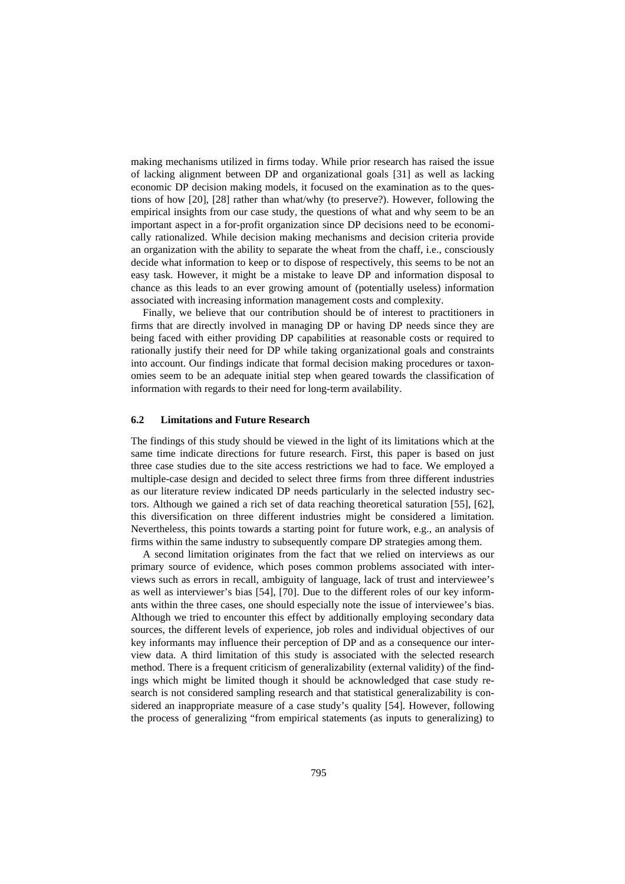making mechanisms utilized in firms today. While prior research has raised the issue of lacking alignment between DP and organizational goals [31] as well as lacking economic DP decision making models, it focused on the examination as to the questions of how [20], [28] rather than what/why (to preserve?). However, following the empirical insights from our case study, the questions of what and why seem to be an important aspect in a for-profit organization since DP decisions need to be economically rationalized. While decision making mechanisms and decision criteria provide an organization with the ability to separate the wheat from the chaff, i.e., consciously decide what information to keep or to dispose of respectively, this seems to be not an easy task. However, it might be a mistake to leave DP and information disposal to chance as this leads to an ever growing amount of (potentially useless) information associated with increasing information management costs and complexity.

Finally, we believe that our contribution should be of interest to practitioners in firms that are directly involved in managing DP or having DP needs since they are being faced with either providing DP capabilities at reasonable costs or required to rationally justify their need for DP while taking organizational goals and constraints into account. Our findings indicate that formal decision making procedures or taxonomies seem to be an adequate initial step when geared towards the classification of information with regards to their need for long-term availability.

### 6.2 Limitations and Future Research

The findings of this study should be viewed in the light of its limitations which at the same time indicate directions for future research. First, this paper is based on just three case studies due to the site access restrictions we had to face. We employed a multiple-case design and decided to select three firms from three different industries as our literature review indicated DP needs particularly in the selected industry sectors. Although we gained a rich set of data reaching theoretical saturation [55], [62], this diversification on three different industries might be considered a limitation. Nevertheless, this points towards a starting point for future work, e.g., an analysis of firms within the same industry to subsequently compare DP strategies among them.

A second limitation originates from the fact that we relied on interviews as our primary source of evidence, which poses common problems associated with interviews such as errors in recall, ambiguity of language, lack of trust and interviewee's as well as interviewer's bias [54], [70]. Due to the different roles of our key informants within the three cases, one should especially note the issue of interviewee's bias. Although we tried to encounter this effect by additionally employing secondary data sources, the different levels of experience, job roles and individual objectives of our key informants may influence their perception of DP and as a consequence our interview data. A third limitation of this study is associated with the selected research method. There is a frequent criticism of generalizability (external validity) of the findings which might be limited though it should be acknowledged that case study research is not considered sampling research and that statistical generalizability is considered an inappropriate measure of a case study's quality [54]. However, following the process of generalizing "from empirical statements (as inputs to generalizing) to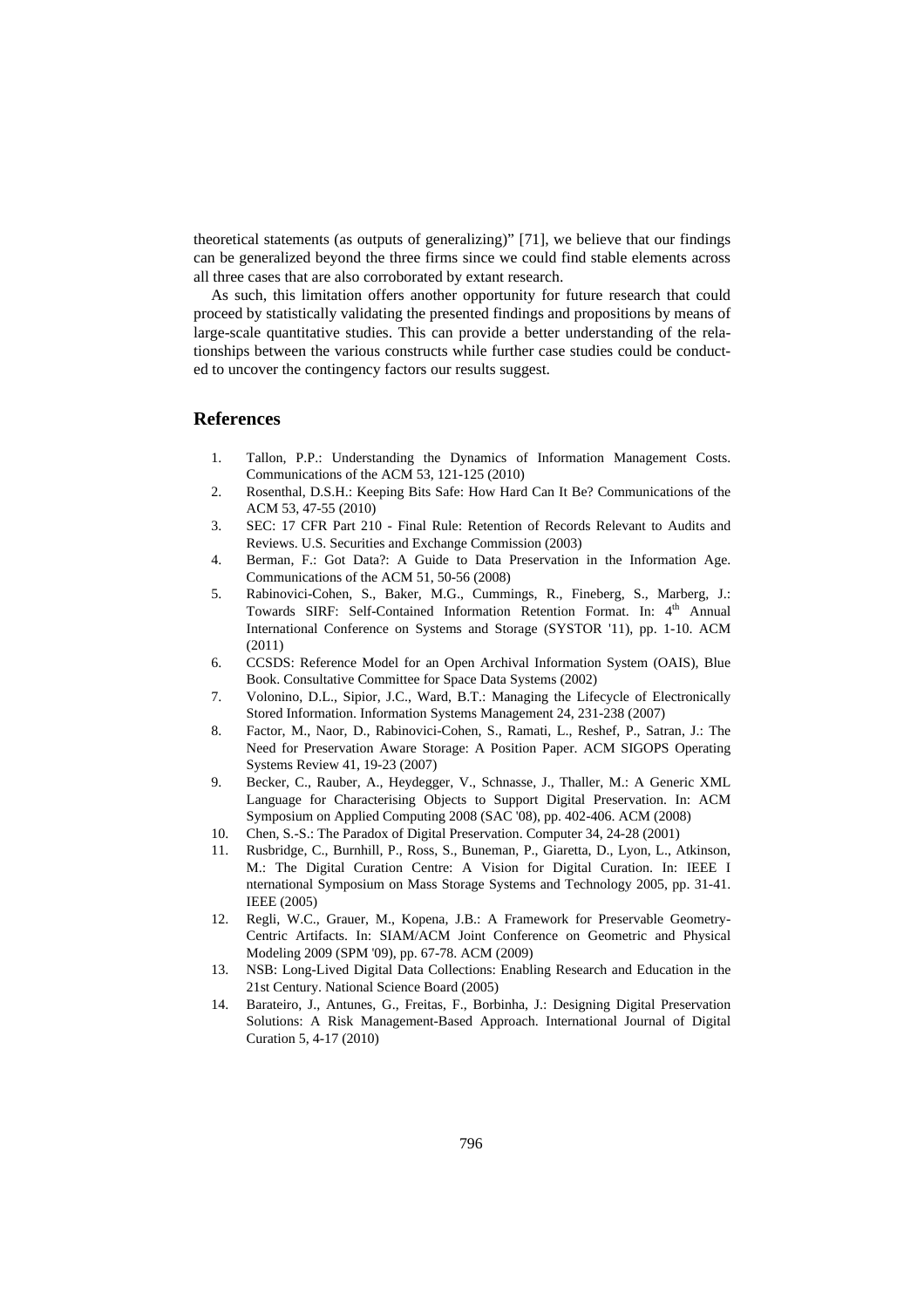theoretical statements (as outputs of generalizing)" [71], we believe that our findings can be generalized beyond the three firms since we could find stable elements across all three cases that are also corroborated by extant research.

As such, this limitation offers another opportunity for future research that could proceed by statistically validating the presented findings and propositions by means of large-scale quantitative studies. This can provide a better understanding of the relationships between the various constructs while further case studies could be conducted to uncover the contingency factors our results suggest.

## References

1. Tallon, P.P.: Understanding the Dynamics of Information Management Costs. Communications of the ACM 53, 121-125 (2010)
2. Rosenthal, D.S.H.: Keeping Bits Safe: How Hard Can It Be? Communications of the ACM 53, 47-55 (2010)
3. SEC: 17 CFR Part 210 - Final Rule: Retention of Records Relevant to Audits and Reviews. U.S. Securities and Exchange Commission (2003)
4. Berman, F.: Got Data?: A Guide to Data Preservation in the Information Age. Communications of the ACM 51, 50-56 (2008)
5. Rabinovici-Cohen, S., Baker, M.G., Cummings, R., Fineberg, S., Marberg, J.: Towards SIRF: Self-Contained Information Retention Format. In: 4th Annual International Conference on Systems and Storage (SYSTOR '11), pp. 1-10. ACM (2011)
6. CCSDS: Reference Model for an Open Archival Information System (OAIS), Blue Book. Consultative Committee for Space Data Systems (2002)
7. Volonino, D.L., Sipior, J.C., Ward, B.T.: Managing the Lifecycle of Electronically Stored Information. Information Systems Management 24, 231-238 (2007)
8. Factor, M., Naor, D., Rabinovici-Cohen, S., Ramati, L., Reshef, P., Satran, J.: The Need for Preservation Aware Storage: A Position Paper. ACM SIGOPS Operating Systems Review 41, 19-23 (2007)
9. Becker, C., Rauber, A., Heydegger, V., Schnasse, J., Thaller, M.: A Generic XML Language for Characterising Objects to Support Digital Preservation. In: ACM Symposium on Applied Computing 2008 (SAC '08), pp. 402-406. ACM (2008)
10. Chen, S.-S.: The Paradox of Digital Preservation. Computer 34, 24-28 (2001)
11. Rusbridge, C., Burnhill, P., Ross, S., Buneman, P., Giaretta, D., Lyon, L., Atkinson, M.: The Digital Curation Centre: A Vision for Digital Curation. In: IEEE I nternational Symposium on Mass Storage Systems and Technology 2005, pp. 31-41. IEEE (2005)
12. Regli, W.C., Grauer, M., Kopena, J.B.: A Framework for Preservable Geometry-Centric Artifacts. In: SIAM/ACM Joint Conference on Geometric and Physical Modeling 2009 (SPM '09), pp. 67-78. ACM (2009)
13. NSB: Long-Lived Digital Data Collections: Enabling Research and Education in the 21st Century. National Science Board (2005)
14. Barateiro, J., Antunes, G., Freitas, F., Borbinha, J.: Designing Digital Preservation Solutions: A Risk Management-Based Approach. International Journal of Digital Curation 5, 4-17 (2010)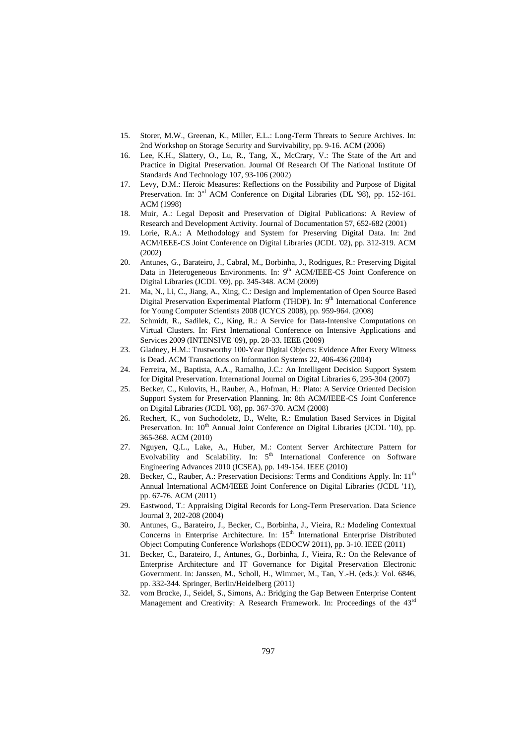15. Storer, M.W., Greenan, K., Miller, E.L.: Long-Term Threats to Secure Archives. In: 2nd Workshop on Storage Security and Survivability, pp. 9-16. ACM (2006)
16. Lee, K.H., Slattery, O., Lu, R., Tang, X., McCrary, V.: The State of the Art and Practice in Digital Preservation. Journal Of Research Of The National Institute Of Standards And Technology 107, 93-106 (2002)
17. Levy, D.M.: Heroic Measures: Reflections on the Possibility and Purpose of Digital Preservation. In: 3rd ACM Conference on Digital Libraries (DL '98), pp. 152-161. ACM (1998)
18. Muir, A.: Legal Deposit and Preservation of Digital Publications: A Review of Research and Development Activity. Journal of Documentation 57, 652-682 (2001)
19. Lorie, R.A.: A Methodology and System for Preserving Digital Data. In: 2nd ACM/IEEE-CS Joint Conference on Digital Libraries (JCDL '02), pp. 312-319. ACM (2002)
20. Antunes, G., Barateiro, J., Cabral, M., Borbinha, J., Rodrigues, R.: Preserving Digital Data in Heterogeneous Environments. In: 9th ACM/IEEE-CS Joint Conference on Digital Libraries (JCDL '09), pp. 345-348. ACM (2009)
21. Ma, N., Li, C., Jiang, A., Xing, C.: Design and Implementation of Open Source Based Digital Preservation Experimental Platform (THDP). In: 9th International Conference for Young Computer Scientists 2008 (ICYCS 2008), pp. 959-964. (2008)
22. Schmidt, R., Sadilek, C., King, R.: A Service for Data-Intensive Computations on Virtual Clusters. In: First International Conference on Intensive Applications and Services 2009 (INTENSIVE '09), pp. 28-33. IEEE (2009)
23. Gladney, H.M.: Trustworthy 100-Year Digital Objects: Evidence After Every Witness is Dead. ACM Transactions on Information Systems 22, 406-436 (2004)
24. Ferreira, M., Baptista, A.A., Ramalho, J.C.: An Intelligent Decision Support System for Digital Preservation. International Journal on Digital Libraries 6, 295-304 (2007)
25. Becker, C., Kulovits, H., Rauber, A., Hofman, H.: Plato: A Service Oriented Decision Support System for Preservation Planning. In: 8th ACM/IEEE-CS Joint Conference on Digital Libraries (JCDL '08), pp. 367-370. ACM (2008)
26. Rechert, K., von Suchodoletz, D., Welte, R.: Emulation Based Services in Digital Preservation. In: 10th Annual Joint Conference on Digital Libraries (JCDL '10), pp. 365-368. ACM (2010)
27. Nguyen, Q.L., Lake, A., Huber, M.: Content Server Architecture Pattern for Evolvability and Scalability. In: 5th International Conference on Software Engineering Advances 2010 (ICSEA), pp. 149-154. IEEE (2010)
28. Becker, C., Rauber, A.: Preservation Decisions: Terms and Conditions Apply. In: 11th Annual International ACM/IEEE Joint Conference on Digital Libraries (JCDL '11), pp. 67-76. ACM (2011)
29. Eastwood, T.: Appraising Digital Records for Long-Term Preservation. Data Science Journal 3, 202-208 (2004)
30. Antunes, G., Barateiro, J., Becker, C., Borbinha, J., Vieira, R.: Modeling Contextual Concerns in Enterprise Architecture. In: 15th International Enterprise Distributed Object Computing Conference Workshops (EDOCW 2011), pp. 3-10. IEEE (2011)
31. Becker, C., Barateiro, J., Antunes, G., Borbinha, J., Vieira, R.: On the Relevance of Enterprise Architecture and IT Governance for Digital Preservation Electronic Government. In: Janssen, M., Scholl, H., Wimmer, M., Tan, Y.-H. (eds.): Vol. 6846, pp. 332-344. Springer, Berlin/Heidelberg (2011)
32. vom Brocke, J., Seidel, S., Simons, A.: Bridging the Gap Between Enterprise Content Management and Creativity: A Research Framework. In: Proceedings of the 43rd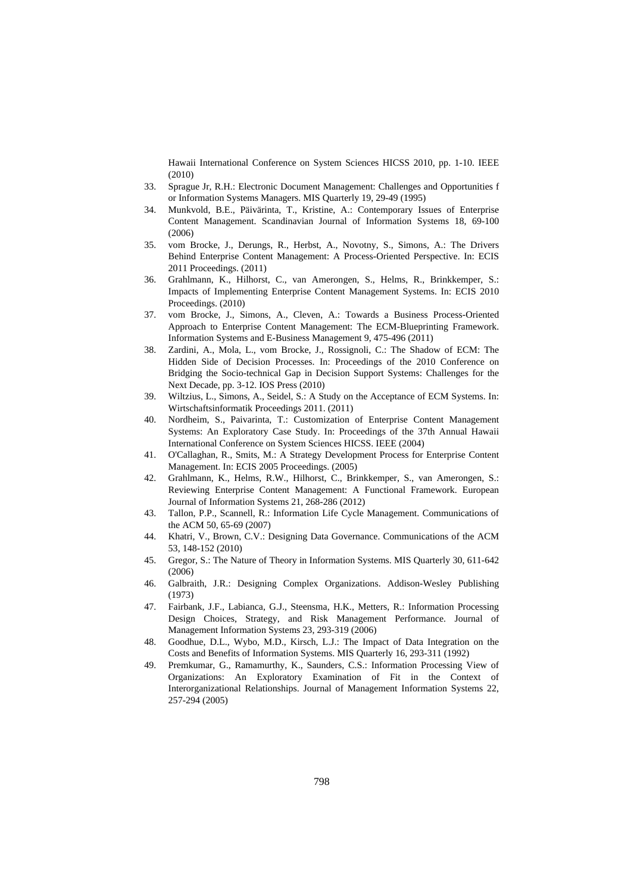Hawaii International Conference on System Sciences HICSS 2010, pp. 1-10. IEEE (2010)

33. Sprague Jr, R.H.: Electronic Document Management: Challenges and Opportunities f or Information Systems Managers. MIS Quarterly 19, 29-49 (1995)
34. Munkvold, B.E., Päivärinta, T., Kristine, A.: Contemporary Issues of Enterprise Content Management. Scandinavian Journal of Information Systems 18, 69-100 (2006)
35. vom Brocke, J., Derungs, R., Herbst, A., Novotny, S., Simons, A.: The Drivers Behind Enterprise Content Management: A Process-Oriented Perspective. In: ECIS 2011 Proceedings. (2011)
36. Grahlmann, K., Hilhorst, C., van Amerongen, S., Helms, R., Brinkkemper, S.: Impacts of Implementing Enterprise Content Management Systems. In: ECIS 2010 Proceedings. (2010)
37. vom Brocke, J., Simons, A., Cleven, A.: Towards a Business Process-Oriented Approach to Enterprise Content Management: The ECM-Blueprinting Framework. Information Systems and E-Business Management 9, 475-496 (2011)
38. Zardini, A., Mola, L., vom Brocke, J., Rossignoli, C.: The Shadow of ECM: The Hidden Side of Decision Processes. In: Proceedings of the 2010 Conference on Bridging the Socio-technical Gap in Decision Support Systems: Challenges for the Next Decade, pp. 3-12. IOS Press (2010)
39. Wiltzius, L., Simons, A., Seidel, S.: A Study on the Acceptance of ECM Systems. In: Wirtschaftsinformatik Proceedings 2011. (2011)
40. Nordheim, S., Paivarinta, T.: Customization of Enterprise Content Management Systems: An Exploratory Case Study. In: Proceedings of the 37th Annual Hawaii International Conference on System Sciences HICSS. IEEE (2004)
41. O'Callaghan, R., Smits, M.: A Strategy Development Process for Enterprise Content Management. In: ECIS 2005 Proceedings. (2005)
42. Grahlmann, K., Helms, R.W., Hilhorst, C., Brinkkemper, S., van Amerongen, S.: Reviewing Enterprise Content Management: A Functional Framework. European Journal of Information Systems 21, 268-286 (2012)
43. Tallon, P.P., Scannell, R.: Information Life Cycle Management. Communications of the ACM 50, 65-69 (2007)
44. Khatri, V., Brown, C.V.: Designing Data Governance. Communications of the ACM 53, 148-152 (2010)
45. Gregor, S.: The Nature of Theory in Information Systems. MIS Quarterly 30, 611-642 (2006)
46. Galbraith, J.R.: Designing Complex Organizations. Addison-Wesley Publishing (1973)
47. Fairbank, J.F., Labianca, G.J., Steensma, H.K., Metters, R.: Information Processing Design Choices, Strategy, and Risk Management Performance. Journal of Management Information Systems 23, 293-319 (2006)
48. Goodhue, D.L., Wybo, M.D., Kirsch, L.J.: The Impact of Data Integration on the Costs and Benefits of Information Systems. MIS Quarterly 16, 293-311 (1992)
49. Premkumar, G., Ramamurthy, K., Saunders, C.S.: Information Processing View of Organizations: An Exploratory Examination of Fit in the Context of Interorganizational Relationships. Journal of Management Information Systems 22, 257-294 (2005)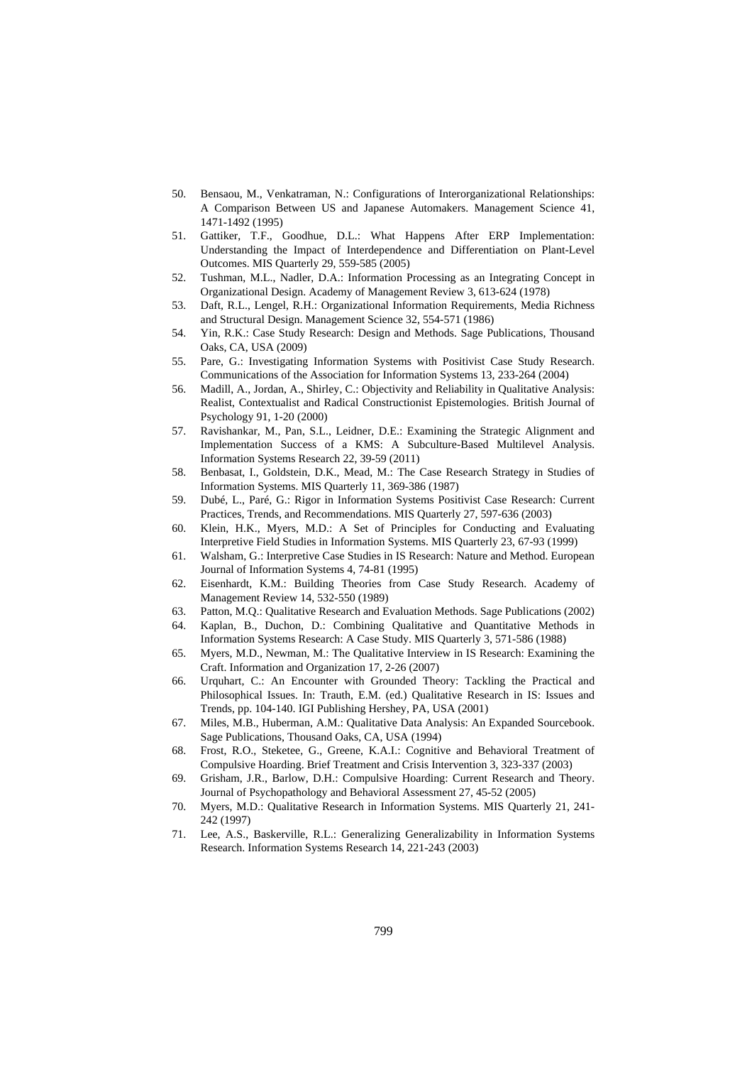50. Bensaou, M., Venkatraman, N.: Configurations of Interorganizational Relationships: A Comparison Between US and Japanese Automakers. Management Science 41, 1471-1492 (1995)
51. Gattiker, T.F., Goodhue, D.L.: What Happens After ERP Implementation: Understanding the Impact of Interdependence and Differentiation on Plant-Level Outcomes. MIS Quarterly 29, 559-585 (2005)
52. Tushman, M.L., Nadler, D.A.: Information Processing as an Integrating Concept in Organizational Design. Academy of Management Review 3, 613-624 (1978)
53. Daft, R.L., Lengel, R.H.: Organizational Information Requirements, Media Richness and Structural Design. Management Science 32, 554-571 (1986)
54. Yin, R.K.: Case Study Research: Design and Methods. Sage Publications, Thousand Oaks, CA, USA (2009)
55. Pare, G.: Investigating Information Systems with Positivist Case Study Research. Communications of the Association for Information Systems 13, 233-264 (2004)
56. Madill, A., Jordan, A., Shirley, C.: Objectivity and Reliability in Qualitative Analysis: Realist, Contextualist and Radical Constructionist Epistemologies. British Journal of Psychology 91, 1-20 (2000)
57. Ravishankar, M., Pan, S.L., Leidner, D.E.: Examining the Strategic Alignment and Implementation Success of a KMS: A Subculture-Based Multilevel Analysis. Information Systems Research 22, 39-59 (2011)
58. Benbasat, I., Goldstein, D.K., Mead, M.: The Case Research Strategy in Studies of Information Systems. MIS Quarterly 11, 369-386 (1987)
59. Dubé, L., Paré, G.: Rigor in Information Systems Positivist Case Research: Current Practices, Trends, and Recommendations. MIS Quarterly 27, 597-636 (2003)
60. Klein, H.K., Myers, M.D.: A Set of Principles for Conducting and Evaluating Interpretive Field Studies in Information Systems. MIS Quarterly 23, 67-93 (1999)
61. Walsham, G.: Interpretive Case Studies in IS Research: Nature and Method. European Journal of Information Systems 4, 74-81 (1995)
62. Eisenhardt, K.M.: Building Theories from Case Study Research. Academy of Management Review 14, 532-550 (1989)
63. Patton, M.Q.: Qualitative Research and Evaluation Methods. Sage Publications (2002)
64. Kaplan, B., Duchon, D.: Combining Qualitative and Quantitative Methods in Information Systems Research: A Case Study. MIS Quarterly 3, 571-586 (1988)
65. Myers, M.D., Newman, M.: The Qualitative Interview in IS Research: Examining the Craft. Information and Organization 17, 2-26 (2007)
66. Urquhart, C.: An Encounter with Grounded Theory: Tackling the Practical and Philosophical Issues. In: Trauth, E.M. (ed.) Qualitative Research in IS: Issues and Trends, pp. 104-140. IGI Publishing Hershey, PA, USA (2001)
67. Miles, M.B., Huberman, A.M.: Qualitative Data Analysis: An Expanded Sourcebook. Sage Publications, Thousand Oaks, CA, USA (1994)
68. Frost, R.O., Steketee, G., Greene, K.A.I.: Cognitive and Behavioral Treatment of Compulsive Hoarding. Brief Treatment and Crisis Intervention 3, 323-337 (2003)
69. Grisham, J.R., Barlow, D.H.: Compulsive Hoarding: Current Research and Theory. Journal of Psychopathology and Behavioral Assessment 27, 45-52 (2005)
70. Myers, M.D.: Qualitative Research in Information Systems. MIS Quarterly 21, 241-242 (1997)
71. Lee, A.S., Baskerville, R.L.: Generalizing Generalizability in Information Systems Research. Information Systems Research 14, 221-243 (2003)